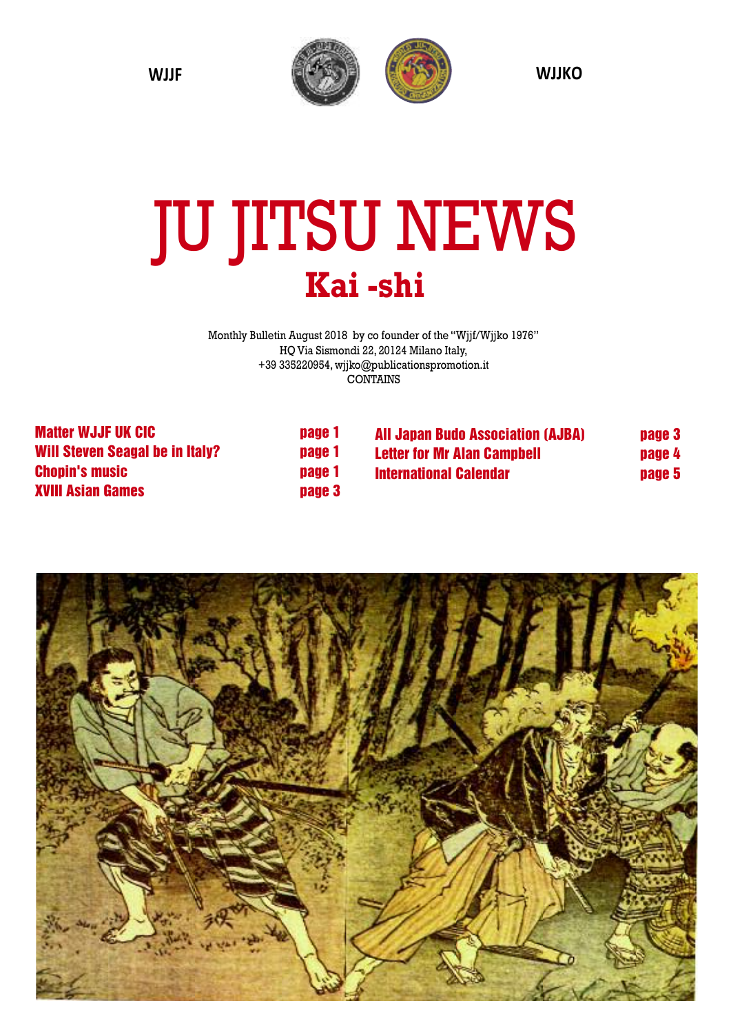WJJF WJJKO

# JU JITSU NEWS

## Kai -shi

Monthly Bulletin August 2018 by co founder of the "Wjjf/Wjjko 1976"
HQ Via Sismondi 22, 20124 Milano Italy,
+39 335220954, wjjko@publicationspromotion.it
CONTAINS

| | |
|---|---|
| Matter WJJF UK CIC | page 1 |
| Will Steven Seagal be in Italy? | page 1 |
| Chopin's music | page 1 |
| XVIII Asian Games | page 3 |
| All Japan Budo Association (AJBA) | page 3 |
| Letter for Mr Alan Campbell | page 4 |
| International Calendar | page 5 |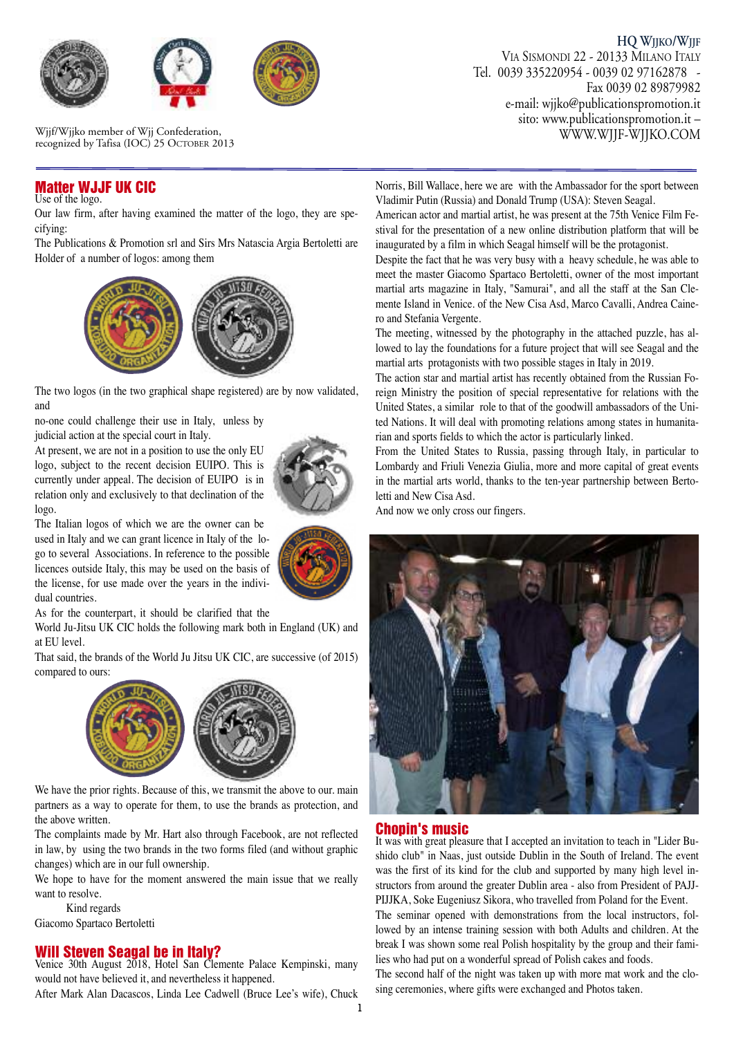HQ WJJKO/WJJF
VIA SISMONDI 22 - 20133 MILANO ITALY
Tel. 0039 335220954 - 0039 02 97162878 -
Fax 0039 02 89879982
e-mail: wjjko@publicationspromotion.it
sito: www.publicationspromotion.it –
WWW.WJJF-WJJKO.COM

Wjjf/Wjjko member of Wjj Confederation,
recognized by Tafisa (IOC) 25 OCTOBER 2013

## Matter WJJF UK CIC

Use of the logo.

Our law firm, after having examined the matter of the logo, they are specifying:

The Publications & Promotion srl and Sirs Mrs Natascia Argia Bertoletti are Holder of a number of logos: among them

The two logos (in the two graphical shape registered) are by now validated, and no-one could challenge their use in Italy, unless by judicial action at the special court in Italy.

At present, we are not in a position to use the only EU logo, subject to the recent decision EUIPO. This is currently under appeal. The decision of EUIPO is in relation only and exclusively to that declination of the logo.

The Italian logos of which we are the owner can be used in Italy and we can grant licence in Italy of the logo to several Associations. In reference to the possible licences outside Italy, this may be used on the basis of the license, for use made over the years in the individual countries.

As for the counterpart, it should be clarified that the World Ju-Jitsu UK CIC holds the following mark both in England (UK) and at EU level.

That said, the brands of the World Ju Jitsu UK CIC, are successive (of 2015) compared to ours:

We have the prior rights. Because of this, we transmit the above to our. main partners as a way to operate for them, to use the brands as protection, and the above written.

The complaints made by Mr. Hart also through Facebook, are not reflected in law, by using the two brands in the two forms filed (and without graphic changes) which are in our full ownership.

We hope to have for the moment answered the main issue that we really want to resolve.

Kind regards

Giacomo Spartaco Bertoletti

## Will Steven Seagal be in Italy?

Venice 30th August 2018, Hotel San Clemente Palace Kempinski, many would not have believed it, and nevertheless it happened.

After Mark Alan Dacascos, Linda Lee Cadwell (Bruce Lee's wife), Chuck Norris, Bill Wallace, here we are with the Ambassador for the sport between Vladimir Putin (Russia) and Donald Trump (USA): Steven Seagal.

American actor and martial artist, he was present at the 75th Venice Film Festival for the presentation of a new online distribution platform that will be inaugurated by a film in which Seagal himself will be the protagonist.

Despite the fact that he was very busy with a heavy schedule, he was able to meet the master Giacomo Spartaco Bertoletti, owner of the most important martial arts magazine in Italy, "Samurai", and all the staff at the San Clemente Island in Venice. of the New Cisa Asd, Marco Cavalli, Andrea Cainero and Stefania Vergente.

The meeting, witnessed by the photography in the attached puzzle, has allowed to lay the foundations for a future project that will see Seagal and the martial arts protagonists with two possible stages in Italy in 2019.

The action star and martial artist has recently obtained from the Russian Foreign Ministry the position of special representative for relations with the United States, a similar role to that of the goodwill ambassadors of the United Nations. It will deal with promoting relations among states in humanitarian and sports fields to which the actor is particularly linked.

From the United States to Russia, passing through Italy, in particular to Lombardy and Friuli Venezia Giulia, more and more capital of great events in the martial arts world, thanks to the ten-year partnership between Bertoletti and New Cisa Asd.

And now we only cross our fingers.

## Chopin's music

It was with great pleasure that I accepted an invitation to teach in "Lider Bushido club" in Naas, just outside Dublin in the South of Ireland. The event was the first of its kind for the club and supported by many high level instructors from around the greater Dublin area - also from President of PAJJ-PIJJKA, Soke Eugeniusz Sikora, who travelled from Poland for the Event.

The seminar opened with demonstrations from the local instructors, followed by an intense training session with both Adults and children. At the break I was shown some real Polish hospitality by the group and their families who had put on a wonderful spread of Polish cakes and foods.

The second half of the night was taken up with more mat work and the closing ceremonies, where gifts were exchanged and Photos taken.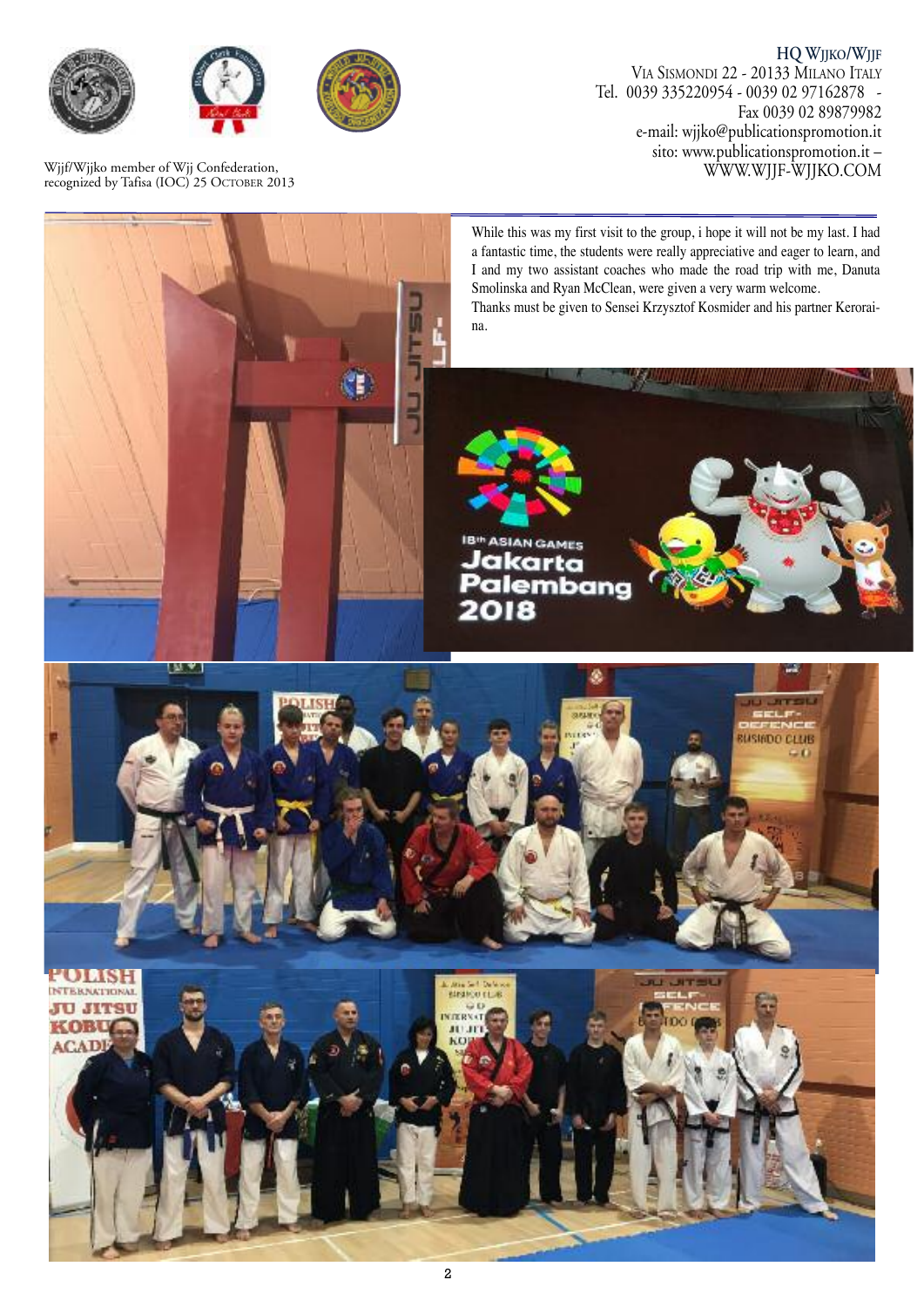While this was my first visit to the group, i hope it will not be my last. I had a fantastic time, the students were really appreciative and eager to learn, and I and my two assistant coaches who made the road trip with me, Danuta Smolinska and Ryan McClean, were given a very warm welcome.

Thanks must be given to Sensei Krzysztof Kosmider and his partner Keroraina.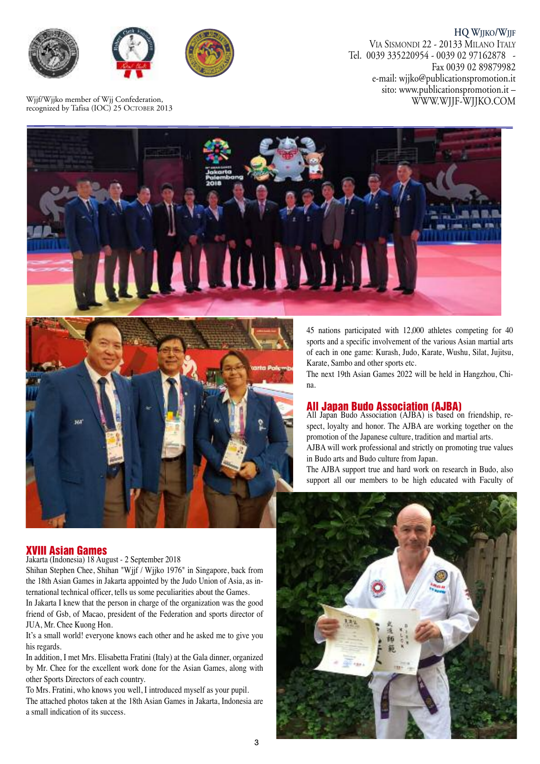HQ Wjjko/Wjjf
Via Sismondi 22 - 20133 Milano Italy
Tel. 0039 335220954 - 0039 02 97162878 -
Fax 0039 02 89879982
e-mail: wjjko@publicationspromotion.it
sito: www.publicationspromotion.it –
WWW.WJJF-WJJKO.COM

Wjjf/Wjjko member of Wjj Confederation, recognized by Tafisa (IOC) 25 October 2013

## XVIII Asian Games

Jakarta (Indonesia) 18 August - 2 September 2018

Shihan Stephen Chee, Shihan "Wjjf / Wjjko 1976" in Singapore, back from the 18th Asian Games in Jakarta appointed by the Judo Union of Asia, as international technical officer, tells us some peculiarities about the Games.

In Jakarta I knew that the person in charge of the organization was the good friend of Gsb, of Macao, president of the Federation and sports director of JUA, Mr. Chee Kuong Hon.

It's a small world! everyone knows each other and he asked me to give you his regards.

In addition, I met Mrs. Elisabetta Fratini (Italy) at the Gala dinner, organized by Mr. Chee for the excellent work done for the Asian Games, along with other Sports Directors of each country.

To Mrs. Fratini, who knows you well, I introduced myself as your pupil.

The attached photos taken at the 18th Asian Games in Jakarta, Indonesia are a small indication of its success.

45 nations participated with 12,000 athletes competing for 40 sports and a specific involvement of the various Asian martial arts of each in one game: Kurash, Judo, Karate, Wushu, Silat, Jujitsu, Karate, Sambo and other sports etc.

The next 19th Asian Games 2022 will be held in Hangzhou, China.

## All Japan Budo Association (AJBA)

All Japan Budo Association (AJBA) is based on friendship, respect, loyalty and honor. The AJBA are working together on the promotion of the Japanese culture, tradition and martial arts.

AJBA will work professional and strictly on promoting true values in Budo arts and Budo culture from Japan.

The AJBA support true and hard work on research in Budo, also support all our members to be high educated with Faculty of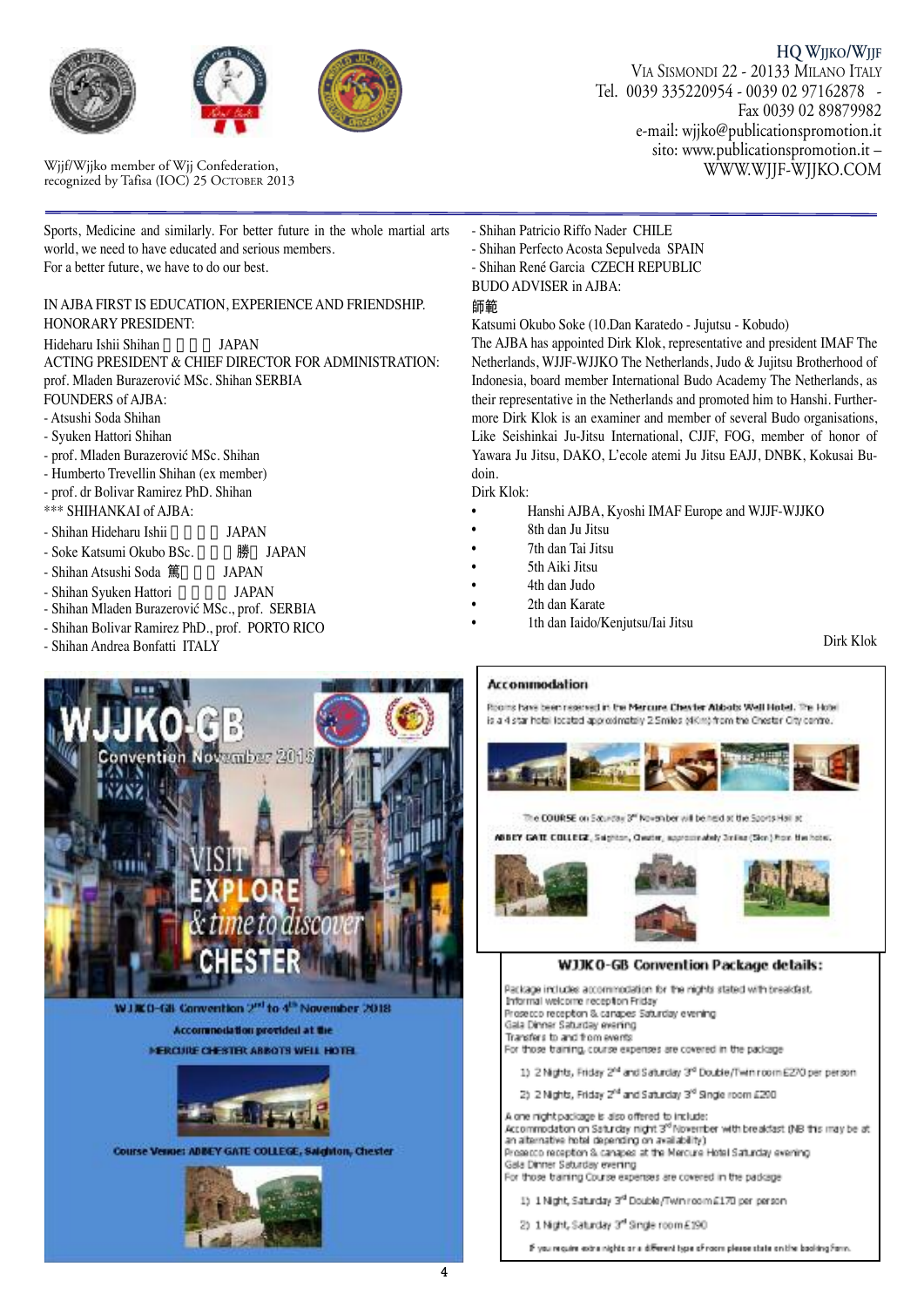Wjjf/Wjjko member of Wjj Confederation, recognized by Tafisa (IOC) 25 October 2013

HQ Wjjko/Wjjf
Via Sismondi 22 - 20133 Milano Italy
Tel. 0039 335220954 - 0039 02 97162878 - Fax 0039 02 89879982
e-mail: wjjko@publicationspromotion.it
sito: www.publicationspromotion.it –
WWW.WJJF-WJJKO.COM

Sports, Medicine and similarly. For better future in the whole martial arts world, we need to have educated and serious members.
For a better future, we have to do our best.

IN AJBA FIRST IS EDUCATION, EXPERIENCE AND FRIENDSHIP.

HONORARY PRESIDENT:
Hideharu Ishii Shihan JAPAN

ACTING PRESIDENT & CHIEF DIRECTOR FOR ADMINISTRATION:
prof. Mladen Burazerović MSc. Shihan SERBIA

FOUNDERS of AJBA:
- Atsushi Soda Shihan
- Syuken Hattori Shihan
- prof. Mladen Burazerović MSc. Shihan
- Humberto Trevellin Shihan (ex member)
- prof. dr Bolivar Ramirez PhD. Shihan

*** SHIHANKAI of AJBA:
- Shihan Hideharu Ishii JAPAN
- Soke Katsumi Okubo BSc. 勝 JAPAN
- Shihan Atsushi Soda 篤 JAPAN
- Shihan Syuken Hattori JAPAN
- Shihan Mladen Burazerović MSc., prof. SERBIA
- Shihan Bolivar Ramirez PhD., prof. PORTO RICO
- Shihan Andrea Bonfatti ITALY
- Shihan Patricio Riffo Nader CHILE
- Shihan Perfecto Acosta Sepulveda SPAIN
- Shihan René Garcia CZECH REPUBLIC

BUDO ADVISER in AJBA:
師範
Katsumi Okubo Soke (10.Dan Karatedo - Jujutsu - Kobudo)

The AJBA has appointed Dirk Klok, representative and president IMAF The Netherlands, WJJF-WJJKO The Netherlands, Judo & Jujitsu Brotherhood of Indonesia, board member International Budo Academy The Netherlands, as their representative in the Netherlands and promoted him to Hanshi. Furthermore Dirk Klok is an examiner and member of several Budo organisations, Like Seishinkai Ju-Jitsu International, CJJF, FOG, member of honor of Yawara Ju Jitsu, DAKO, L'ecole atemi Ju Jitsu EAJJ, DNBK, Kokusai Budoin.

Dirk Klok:
- Hanshi AJBA, Kyoshi IMAF Europe and WJJF-WJJKO
- 8th dan Ju Jitsu
- 7th dan Tai Jitsu
- 5th Aiki Jitsu
- 4th dan Judo
- 2th dan Karate
- 1th dan Iaido/Kenjutsu/Iai Jitsu

Dirk Klok

WJJKO-GB Convention November 2018

VISIT EXPLORE & time to discover CHESTER

WJJKO-GB Convention 2nd to 4th November 2018

Accommodation provided at the MERCURE CHESTER ABBOTS WELL HOTEL

Course Venue: ABBEY GATE COLLEGE, Saighton, Chester

## Accommodation

Rooms have been reserved in the Mercure Chester Abbots Well Hotel. The Hotel is a 4 star hotel located approximately 2.5miles (4Km) from the Chester City centre.

The COURSE on Saturday 3rd November will be held at the Sports Hall at ABBEY GATE COLLEGE, Saighton, Chester, approximately 3miles (5km) from the hotel.

## WJJKO-GB Convention Package details:

Package includes accommodation for the nights stated with breakfast.
Informal welcome reception Friday
Prosecco reception & canapes Saturday evening
Gala Dinner Saturday evening
Transfers to and from events
For those training, course expenses are covered in the package

1) 2 Nights, Friday 2nd and Saturday 3rd Double/Twin room £270 per person
2) 2 Nights, Friday 2nd and Saturday 3rd Single room £290

A one night package is also offered to include:
Accommodation on Saturday night 3rd November with breakfast (NB this may be at an alternative hotel depending on availability)
Prosecco reception & canapes at the Mercure Hotel Saturday evening
Gala Dinner Saturday evening
For those training Course expenses are covered in the package

1) 1 Night, Saturday 3rd Double/Twin room £170 per person
2) 1 Night, Saturday 3rd Single room £190

If you require extra nights or a different type of room please state on the booking form.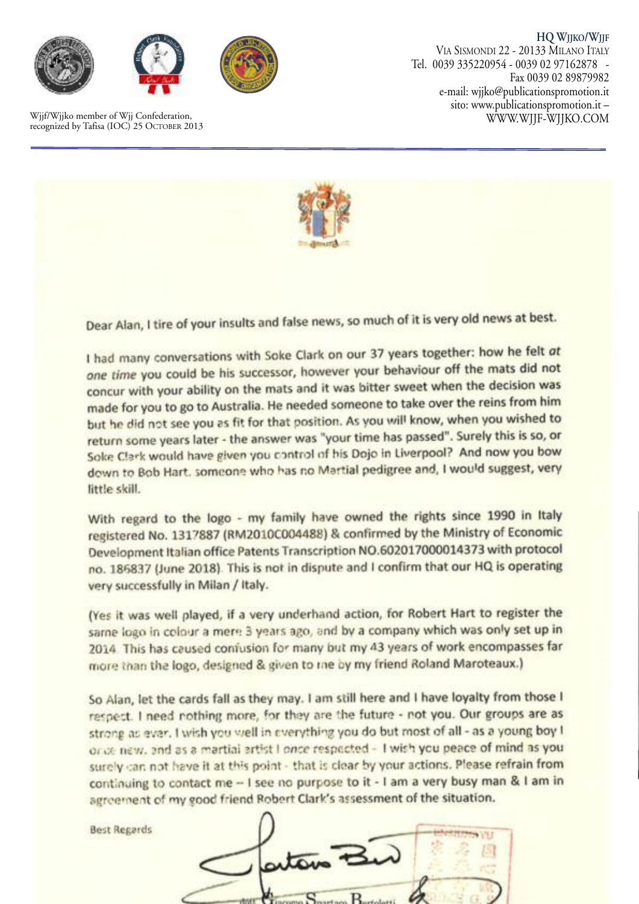**HQ WJJKO/WJJF**
VIA SISMONDI 22 - 20133 MILANO ITALY
Tel. 0039 335220954 - 0039 02 97162878 -
Fax 0039 02 89879982
e-mail: wjjko@publicationspromotion.it
sito: www.publicationspromotion.it –
WWW.WJJF-WJJKO.COM

Wjjf/Wjjko member of Wjj Confederation, recognized by Tafisa (IOC) 25 OCTOBER 2013

---

Dear Alan, I tire of your insults and false news, so much of it is very old news at best.

I had many conversations with Soke Clark on our 37 years together: how he felt *at one time* you could be his successor, however your behaviour off the mats did not concur with your ability on the mats and it was bitter sweet when the decision was made for you to go to Australia. He needed someone to take over the reins from him but he did not see you as fit for that position. As you will know, when you wished to return some years later - the answer was "your time has passed". Surely this is so, or Soke Clark would have given you control of his Dojo in Liverpool? And now you bow down to Bob Hart, someone who has no Martial pedigree and, I would suggest, very little skill.

With regard to the logo - my family have owned the rights since 1990 in Italy registered No. 1317887 (RM2010C004488) & confirmed by the Ministry of Economic Development Italian office Patents Transcription NO.602017000014373 with protocol no. 186837 (June 2018). This is not in dispute and I confirm that our HQ is operating very successfully in Milan / Italy.

(Yes it was well played, if a very underhand action, for Robert Hart to register the same logo in colour a mere 3 years ago, and by a company which was only set up in 2014. This has caused confusion for many but my 43 years of work encompasses far more than the logo, designed & given to me by my friend Roland Maroteaux.)

So Alan, let the cards fall as they may. I am still here and I have loyalty from those I respect. I need nothing more, for they are the future - not you. Our groups are as strong as ever. I wish you well in everything you do but most of all - as a young boy I once new, and as a martial artist I once respected - I wish you peace of mind as you surely can not have it at this point - that is clear by your actions. Please refrain from continuing to contact me – I see no purpose to it - I am a very busy man & I am in agreement of my good friend Robert Clark's assessment of the situation.

Best Regards

dott. Giacomo Spartaco Bertoletti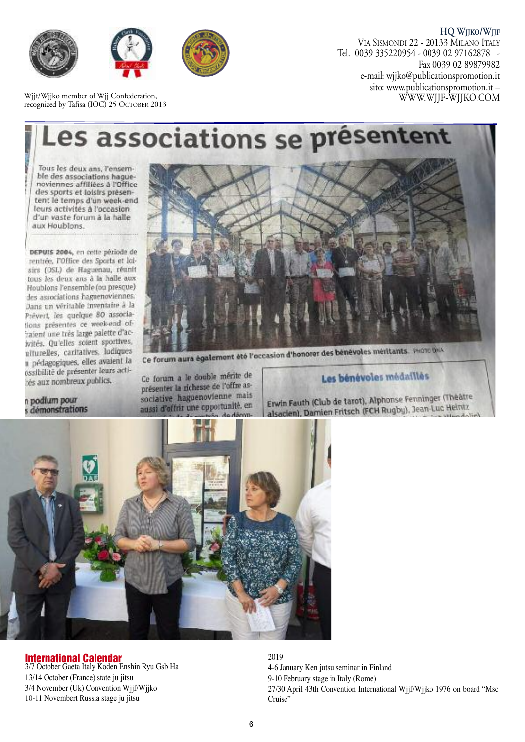HQ WJJKO/WJJF
VIA SISMONDI 22 - 20133 MILANO ITALY
Tel. 0039 335220954 - 0039 02 97162878 -
Fax 0039 02 89879982
e-mail: wjjko@publicationspromotion.it
sito: www.publicationspromotion.it –
WWW.WJJF-WJJKO.COM

Wjjf/Wjjko member of Wjj Confederation,
recognized by Tafisa (IOC) 25 OCTOBER 2013

# Les associations se présentent

Tous les deux ans, l'ensemble des associations haguenoviennes affiliées à l'Office des sports et loisirs présentent le temps d'un week-end leurs activités à l'occasion d'un vaste forum à la halle aux Houblons.

**DEPUIS 2004,** en cette période de rentrée, l'Office des Sports et loisirs (OSL) de Haguenau, réunit tous les deux ans à la halle aux Houblons l'ensemble (ou presque) des associations haguenoviennes. Dans un véritable inventaire à la Prévert, les quelque 80 associations présentes ce week-end offraient une très large palette d'activités. Qu'elles soient sportives, culturelles, caritatives, ludiques ou pédagogiques, elles avaient la possibilité de présenter leurs activités aux nombreux publics.

**Un podium pour des démonstrations**

Ce forum aura également été l'occasion d'honorer des bénévoles méritants. PHOTO DNA

Ce forum a le double mérite de présenter la richesse de l'offre associative haguenovienne mais aussi d'offrir une opportunité, en ...

**Les bénévoles médaillés**

Erwin Fauth (Club de tarot), Alphonse Fenninger (Théâtre alsacien), Damien Fritsch (FCH Rugby), Jean-Luc Heintz ...

## International Calendar

3/7 October Gaeta Italy Koden Enshin Ryu Gsb Ha
13/14 October (France) state ju jitsu
3/4 November (Uk) Convention Wjjf/Wjjko
10-11 Novembert Russia stage ju jitsu

2019
4-6 January Ken jutsu seminar in Finland
9-10 February stage in Italy (Rome)
27/30 April 43th Convention International Wjjf/Wjjko 1976 on board "Msc Cruise"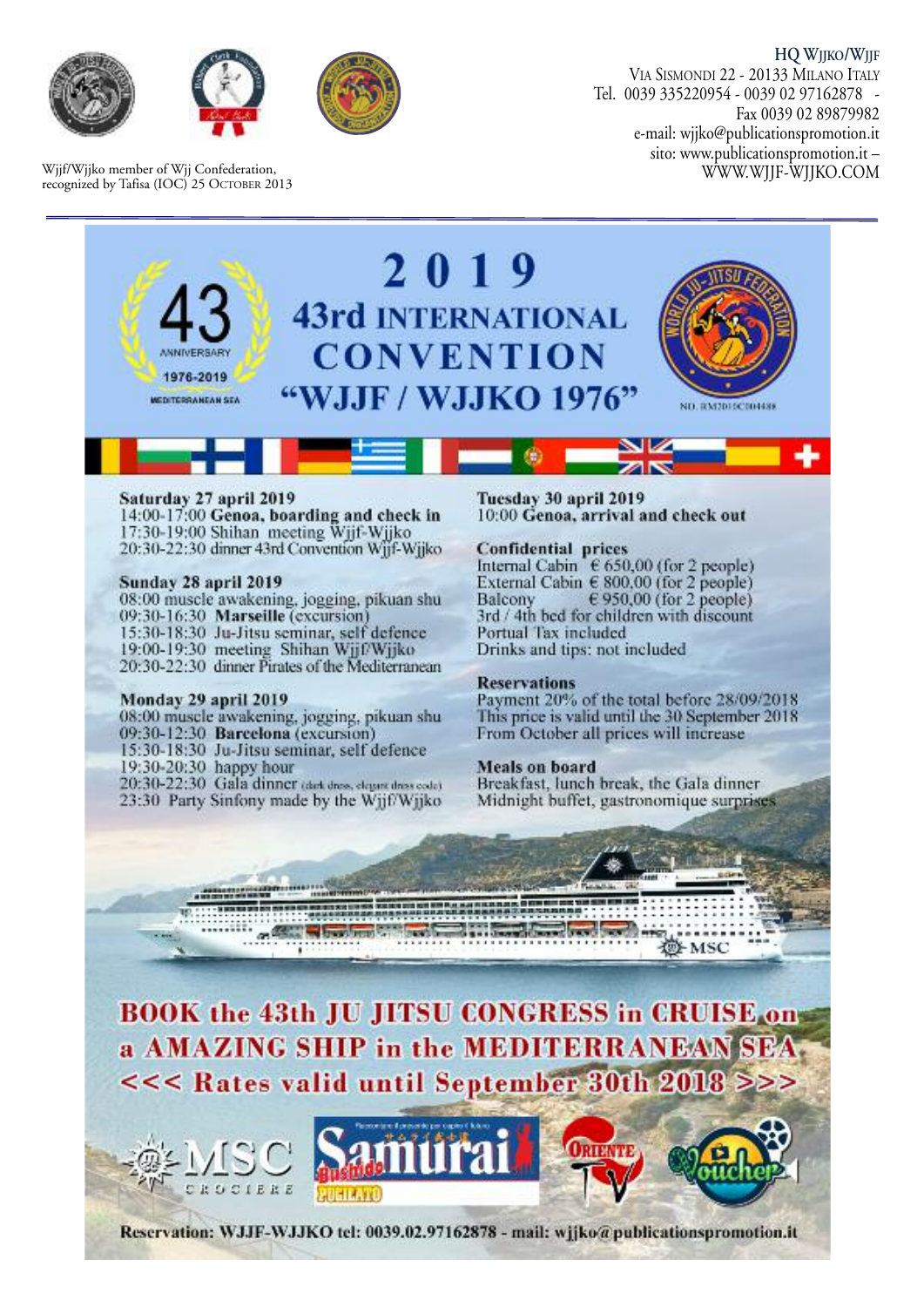**HQ WJJKO/WJJF**
VIA SISMONDI 22 - 20133 MILANO ITALY
Tel. 0039 335220954 - 0039 02 97162878 -
Fax 0039 02 89879982
e-mail: wjjko@publicationspromotion.it
sito: www.publicationspromotion.it –
WWW.WJJF-WJJKO.COM

Wjjf/Wjjko member of Wjj Confederation, recognized by Tafisa (IOC) 25 OCTOBER 2013

43 ANNIVERSARY 1976-2019 MEDITERRANEAN SEA

# 2019
# 43rd INTERNATIONAL CONVENTION "WJJF / WJJKO 1976"

NO. RM2010C004488

**Saturday 27 april 2019**
14:00-17:00 **Genoa, boarding and check in**
17:30-19:00 Shihan meeting Wjjf-Wjjko
20:30-22:30 dinner 43rd Convention Wjjf-Wjjko

**Sunday 28 april 2019**
08:00 muscle awakening, jogging, pikuan shu
09:30-16:30 **Marseille** (excursion)
15:30-18:30 Ju-Jitsu seminar, self defence
19:00-19:30 meeting Shihan Wjjf/Wjjko
20:30-22:30 dinner Pirates of the Mediterranean

**Monday 29 april 2019**
08:00 muscle awakening, jogging, pikuan shu
09:30-12:30 **Barcelona** (excursion)
15:30-18:30 Ju-Jitsu seminar, self defence
19:30-20:30 happy hour
20:30-22:30 Gala dinner (dark dress, elegant dress code)
23:30 Party Sinfony made by the Wjjf/Wjjko

**Tuesday 30 april 2019**
10:00 **Genoa, arrival and check out**

**Confidential prices**
Internal Cabin € 650,00 (for 2 people)
External Cabin € 800,00 (for 2 people)
Balcony € 950,00 (for 2 people)
3rd / 4th bed for children with discount
Portual Tax included
Drinks and tips: not included

**Reservations**
Payment 20% of the total before 28/09/2018
This price is valid until the 30 September 2018
From October all prices will increase

**Meals on board**
Breakfast, lunch break, the Gala dinner
Midnight buffet, gastronomique surprises

**BOOK the 43th JU JITSU CONGRESS in CRUISE on a AMAZING SHIP in the MEDITERRANEAN SEA**
**<<< Rates valid until September 30th 2018 >>>**

MSC CROCIERE | Samurai | Oriente TV | Voucher

**Reservation: WJJF-WJJKO tel: 0039.02.97162878 - mail: wjjko@publicationspromotion.it**